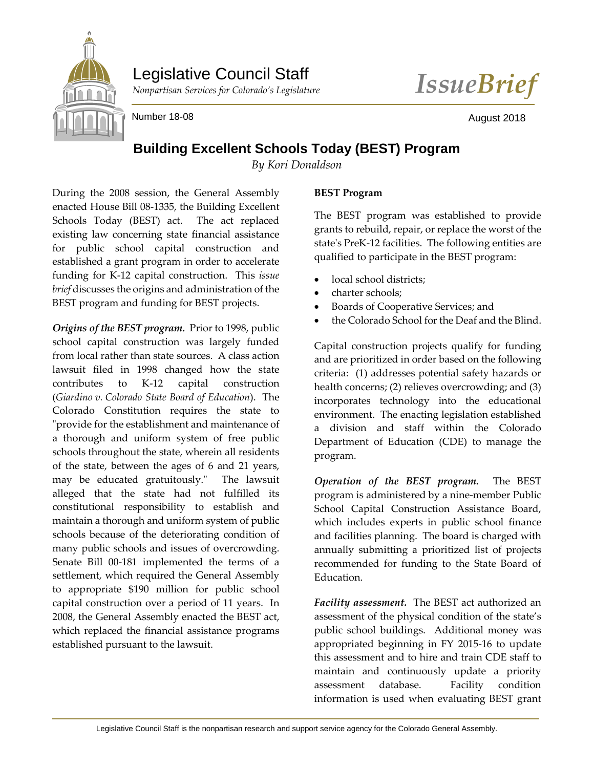Legislative Council Staff

*Nonpartisan Services for Colorado's Legislature*

*IssueBrief*

Number 18-08

August 2018

# Building Excellent Schools Today (BEST) Program

*By Kori Donaldson*

During the 2008 session, the General Assembly enacted House Bill 08-1335, the Building Excellent Schools Today (BEST) act. The act replaced existing law concerning state financial assistance for public school capital construction and established a grant program in order to accelerate funding for K-12 capital construction. This *issue brief* discusses the origins and administration of the BEST program and funding for BEST projects.

***Origins of the BEST program.*** Prior to 1998, public school capital construction was largely funded from local rather than state sources. A class action lawsuit filed in 1998 changed how the state contributes to K-12 capital construction (*Giardino v. Colorado State Board of Education*). The Colorado Constitution requires the state to "provide for the establishment and maintenance of a thorough and uniform system of free public schools throughout the state, wherein all residents of the state, between the ages of 6 and 21 years, may be educated gratuitously." The lawsuit alleged that the state had not fulfilled its constitutional responsibility to establish and maintain a thorough and uniform system of public schools because of the deteriorating condition of many public schools and issues of overcrowding. Senate Bill 00-181 implemented the terms of a settlement, which required the General Assembly to appropriate $190 million for public school capital construction over a period of 11 years. In 2008, the General Assembly enacted the BEST act, which replaced the financial assistance programs established pursuant to the lawsuit.

**BEST Program**

The BEST program was established to provide grants to rebuild, repair, or replace the worst of the state's PreK-12 facilities. The following entities are qualified to participate in the BEST program:

- local school districts;
- charter schools;
- Boards of Cooperative Services; and
- the Colorado School for the Deaf and the Blind.

Capital construction projects qualify for funding and are prioritized in order based on the following criteria: (1) addresses potential safety hazards or health concerns; (2) relieves overcrowding; and (3) incorporates technology into the educational environment. The enacting legislation established a division and staff within the Colorado Department of Education (CDE) to manage the program.

***Operation of the BEST program.*** The BEST program is administered by a nine-member Public School Capital Construction Assistance Board, which includes experts in public school finance and facilities planning. The board is charged with annually submitting a prioritized list of projects recommended for funding to the State Board of Education.

***Facility assessment.*** The BEST act authorized an assessment of the physical condition of the state's public school buildings. Additional money was appropriated beginning in FY 2015-16 to update this assessment and to hire and train CDE staff to maintain and continuously update a priority assessment database. Facility condition information is used when evaluating BEST grant

Legislative Council Staff is the nonpartisan research and support service agency for the Colorado General Assembly.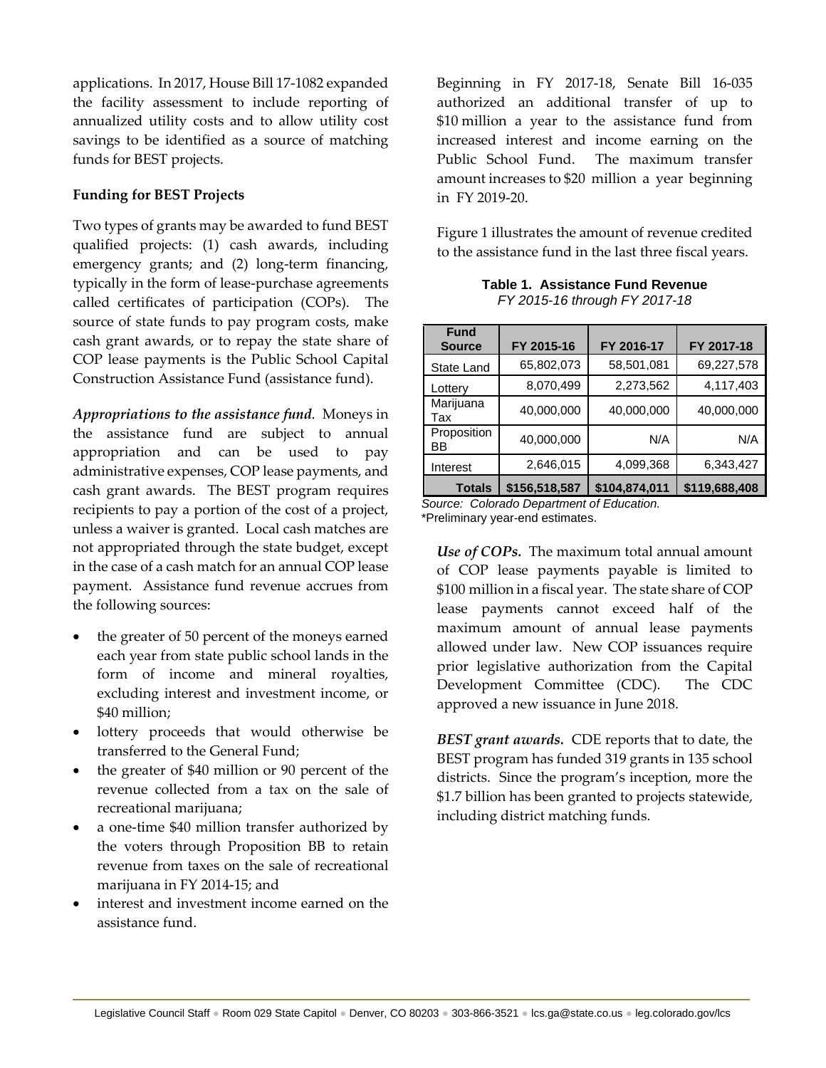applications. In 2017, House Bill 17-1082 expanded the facility assessment to include reporting of annualized utility costs and to allow utility cost savings to be identified as a source of matching funds for BEST projects.

**Funding for BEST Projects**

Two types of grants may be awarded to fund BEST qualified projects: (1) cash awards, including emergency grants; and (2) long-term financing, typically in the form of lease-purchase agreements called certificates of participation (COPs). The source of state funds to pay program costs, make cash grant awards, or to repay the state share of COP lease payments is the Public School Capital Construction Assistance Fund (assistance fund).

***Appropriations to the assistance fund***. Moneys in the assistance fund are subject to annual appropriation and can be used to pay administrative expenses, COP lease payments, and cash grant awards. The BEST program requires recipients to pay a portion of the cost of a project, unless a waiver is granted. Local cash matches are not appropriated through the state budget, except in the case of a cash match for an annual COP lease payment. Assistance fund revenue accrues from the following sources:

- the greater of 50 percent of the moneys earned each year from state public school lands in the form of income and mineral royalties, excluding interest and investment income, or $40 million;
- lottery proceeds that would otherwise be transferred to the General Fund;
- the greater of $40 million or 90 percent of the revenue collected from a tax on the sale of recreational marijuana;
- a one-time $40 million transfer authorized by the voters through Proposition BB to retain revenue from taxes on the sale of recreational marijuana in FY 2014-15; and
- interest and investment income earned on the assistance fund.

Beginning in FY 2017-18, Senate Bill 16-035 authorized an additional transfer of up to $10 million a year to the assistance fund from increased interest and income earning on the Public School Fund. The maximum transfer amount increases to $20 million a year beginning in FY 2019-20.

Figure 1 illustrates the amount of revenue credited to the assistance fund in the last three fiscal years.

**Table 1. Assistance Fund Revenue**
*FY 2015-16 through FY 2017-18*

| Fund Source | FY 2015-16 | FY 2016-17 | FY 2017-18 |
|---|---|---|---|
| State Land | 65,802,073 | 58,501,081 | 69,227,578 |
| Lottery | 8,070,499 | 2,273,562 | 4,117,403 |
| Marijuana Tax | 40,000,000 | 40,000,000 | 40,000,000 |
| Proposition BB | 40,000,000 | N/A | N/A |
| Interest | 2,646,015 | 4,099,368 | 6,343,427 |
| **Totals** | **$156,518,587** | **$104,874,011** | **$119,688,408** |

*Source: Colorado Department of Education.*
*Preliminary year-end estimates.

***Use of COPs.*** The maximum total annual amount of COP lease payments payable is limited to $100 million in a fiscal year. The state share of COP lease payments cannot exceed half of the maximum amount of annual lease payments allowed under law. New COP issuances require prior legislative authorization from the Capital Development Committee (CDC). The CDC approved a new issuance in June 2018.

***BEST grant awards.*** CDE reports that to date, the BEST program has funded 319 grants in 135 school districts. Since the program's inception, more the $1.7 billion has been granted to projects statewide, including district matching funds.